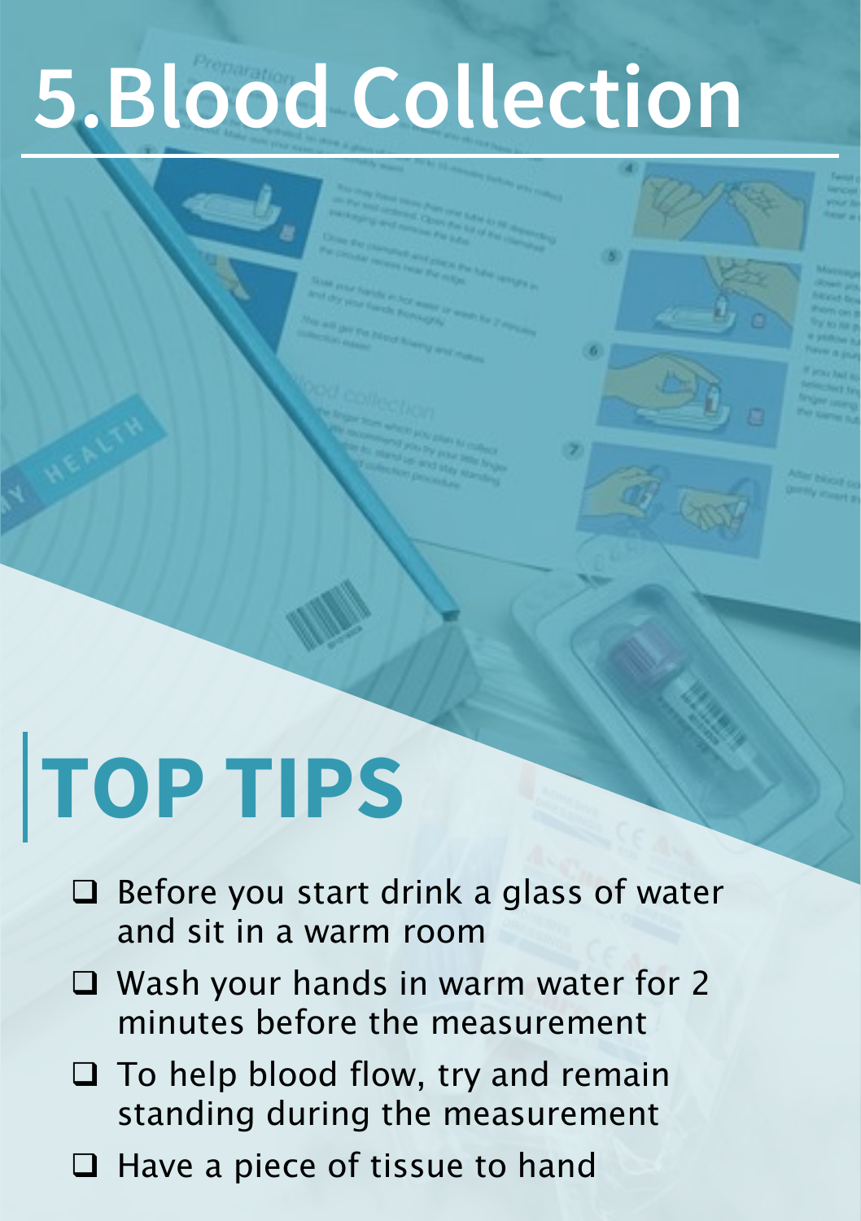# 5.Blood Collection

## TOP TIPS

- ❑ Before you start drink a glass of water and sit in a warm room
- ❑ Wash your hands in warm water for 2 minutes before the measurement
- ❑ To help blood flow, try and remain standing during the measurement
- ❑ Have a piece of tissue to hand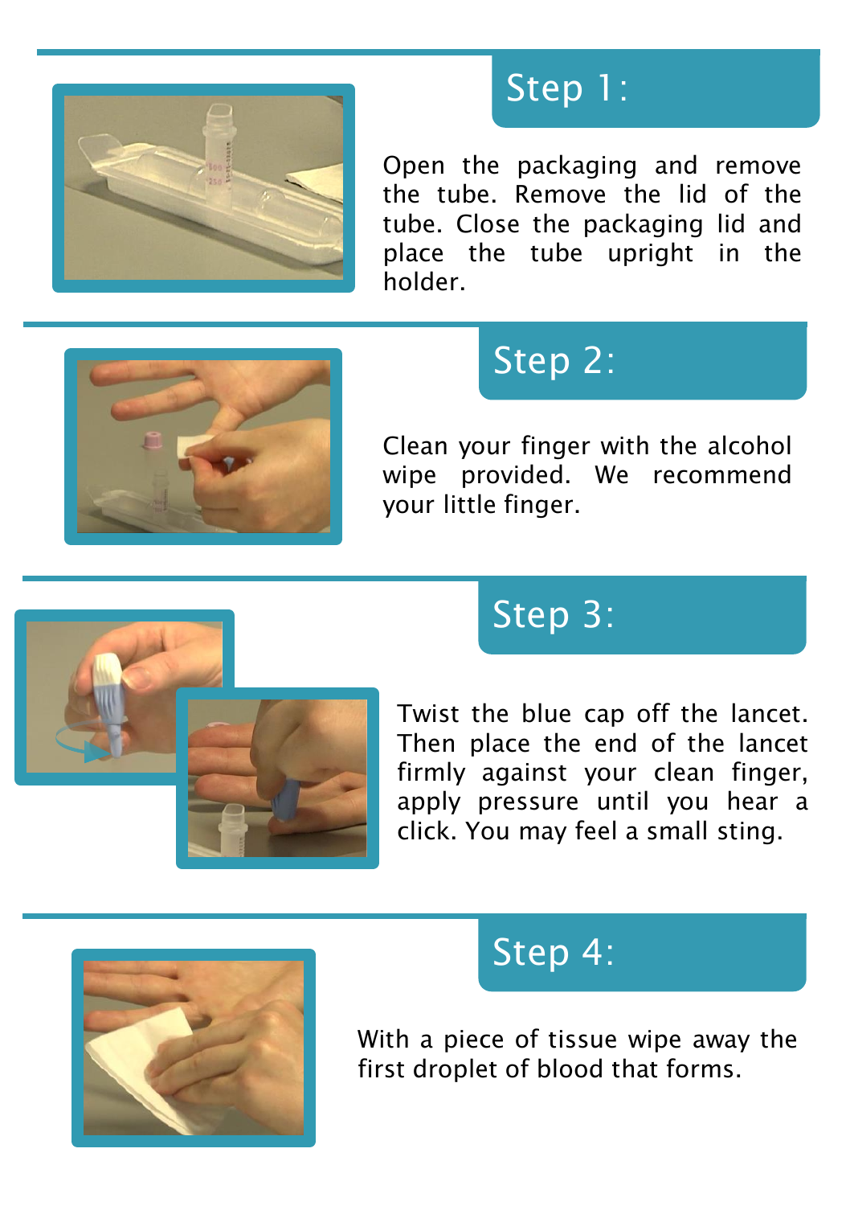## Step 1:

Open the packaging and remove the tube. Remove the lid of the tube. Close the packaging lid and place the tube upright in the holder.

## Step 2:

Clean your finger with the alcohol wipe provided. We recommend your little finger.

## Step 3:

Twist the blue cap off the lancet. Then place the end of the lancet firmly against your clean finger, apply pressure until you hear a click. You may feel a small sting.

## Step 4:

With a piece of tissue wipe away the first droplet of blood that forms.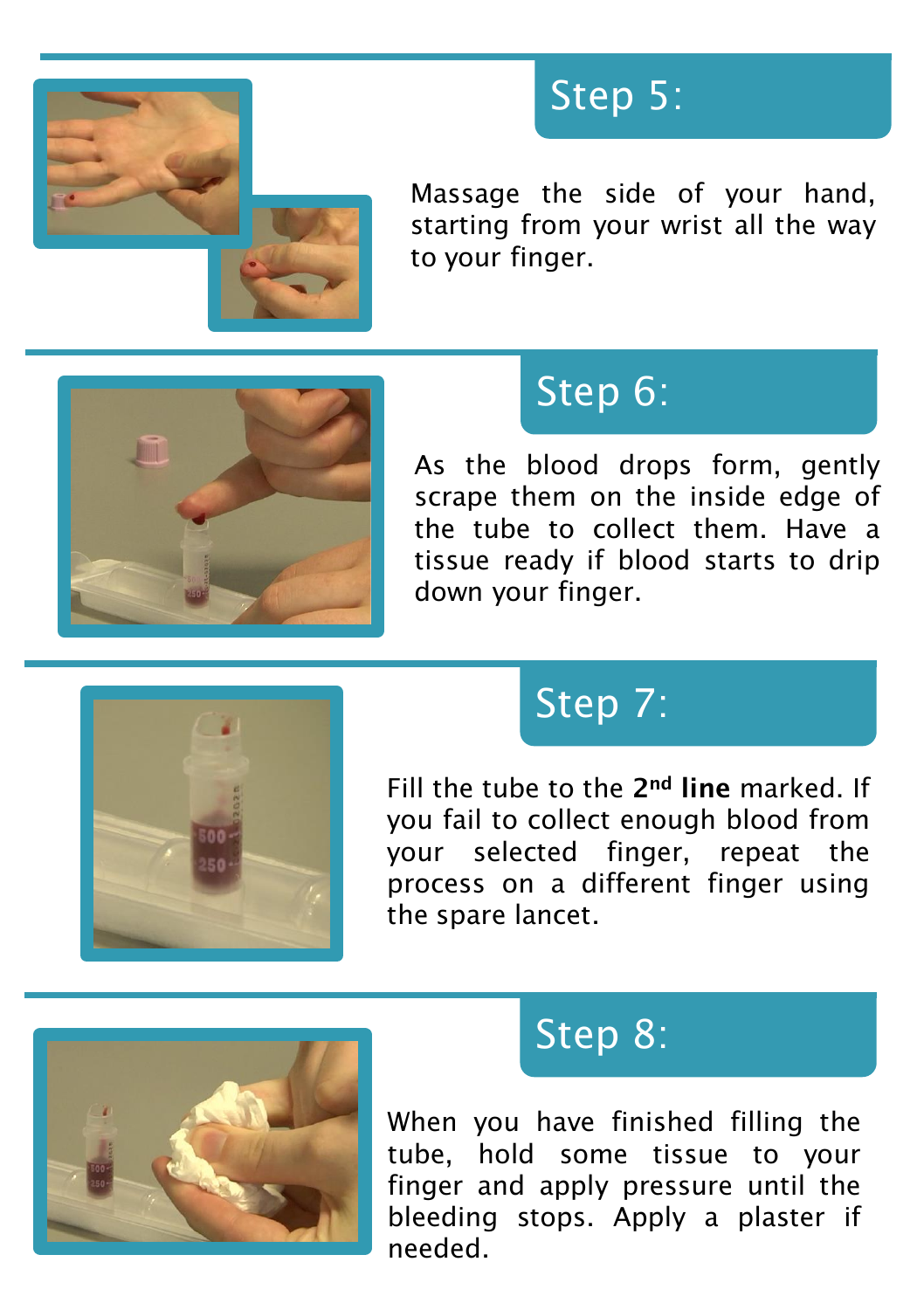## Step 5:

Massage the side of your hand, starting from your wrist all the way to your finger.

## Step 6:

As the blood drops form, gently scrape them on the inside edge of the tube to collect them. Have a tissue ready if blood starts to drip down your finger.

## Step 7:

Fill the tube to the **2nd line** marked. If you fail to collect enough blood from your selected finger, repeat the process on a different finger using the spare lancet.

## Step 8:

When you have finished filling the tube, hold some tissue to your finger and apply pressure until the bleeding stops. Apply a plaster if needed.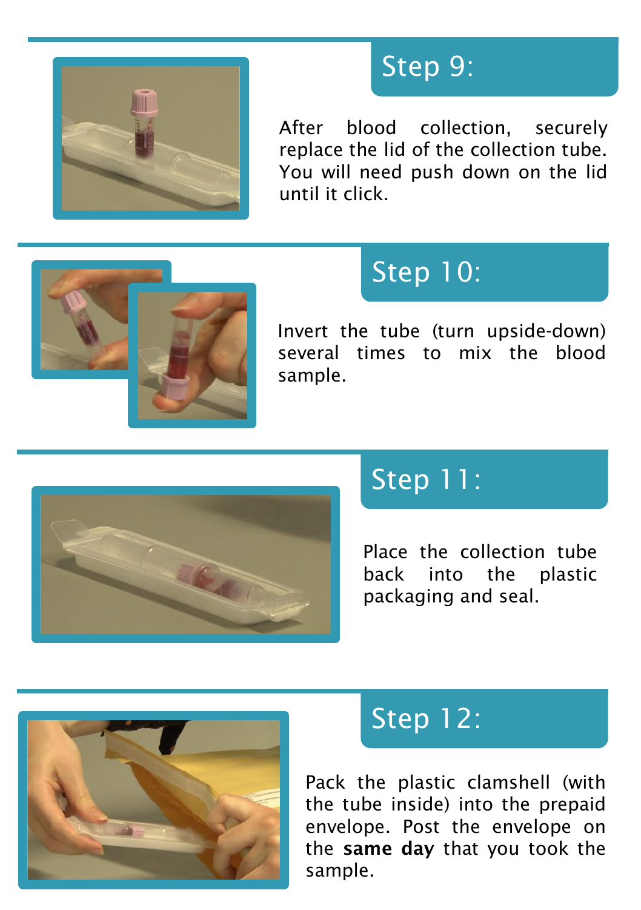## Step 9:

After blood collection, securely replace the lid of the collection tube. You will need push down on the lid until it click.

## Step 10:

Invert the tube (turn upside-down) several times to mix the blood sample.

## Step 11:

Place the collection tube back into the plastic packaging and seal.

## Step 12:

Pack the plastic clamshell (with the tube inside) into the prepaid envelope. Post the envelope on the **same day** that you took the sample.